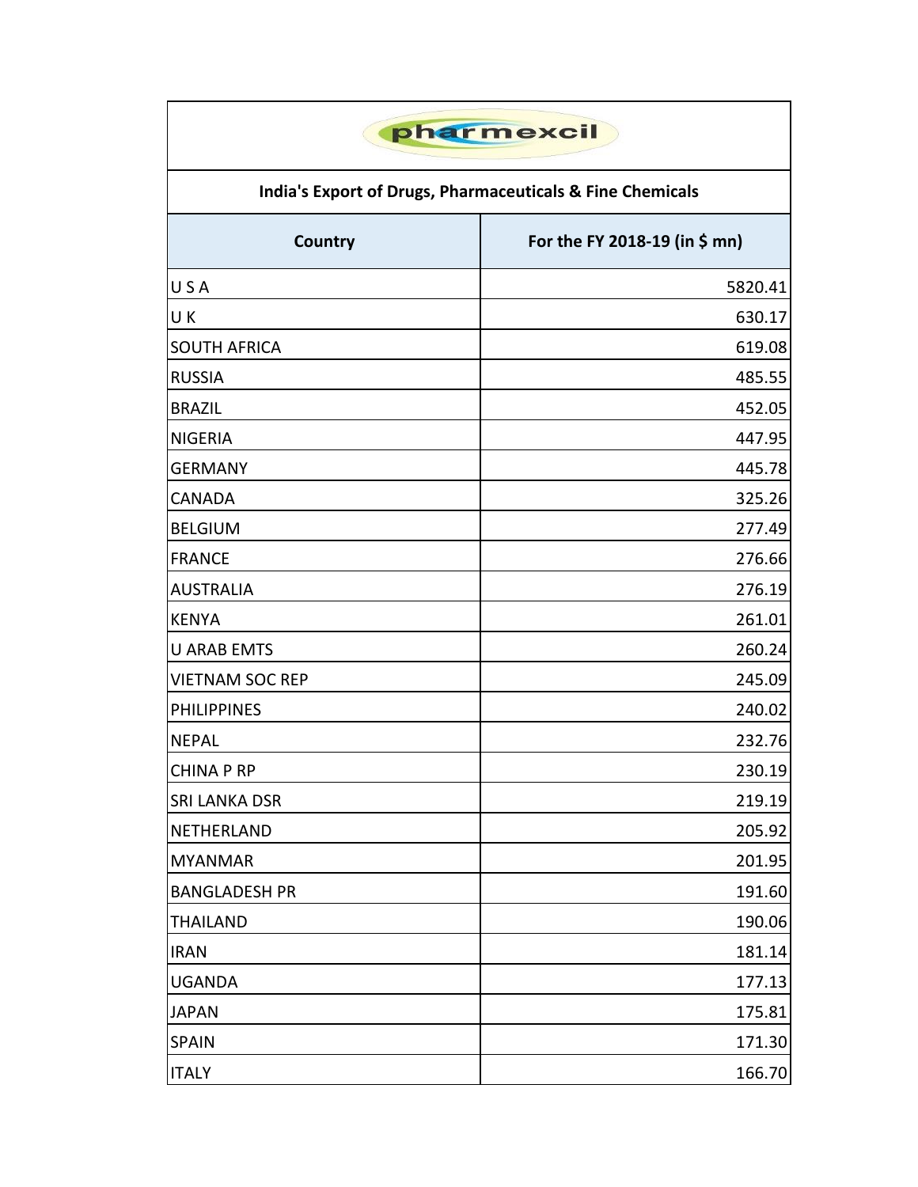pharmexcil

## India's Export of Drugs, Pharmaceuticals & Fine Chemicals

| Country | For the FY 2018-19 (in $ mn) |
|---|---|
| U S A | 5820.41 |
| U K | 630.17 |
| SOUTH AFRICA | 619.08 |
| RUSSIA | 485.55 |
| BRAZIL | 452.05 |
| NIGERIA | 447.95 |
| GERMANY | 445.78 |
| CANADA | 325.26 |
| BELGIUM | 277.49 |
| FRANCE | 276.66 |
| AUSTRALIA | 276.19 |
| KENYA | 261.01 |
| U ARAB EMTS | 260.24 |
| VIETNAM SOC REP | 245.09 |
| PHILIPPINES | 240.02 |
| NEPAL | 232.76 |
| CHINA P RP | 230.19 |
| SRI LANKA DSR | 219.19 |
| NETHERLAND | 205.92 |
| MYANMAR | 201.95 |
| BANGLADESH PR | 191.60 |
| THAILAND | 190.06 |
| IRAN | 181.14 |
| UGANDA | 177.13 |
| JAPAN | 175.81 |
| SPAIN | 171.30 |
| ITALY | 166.70 |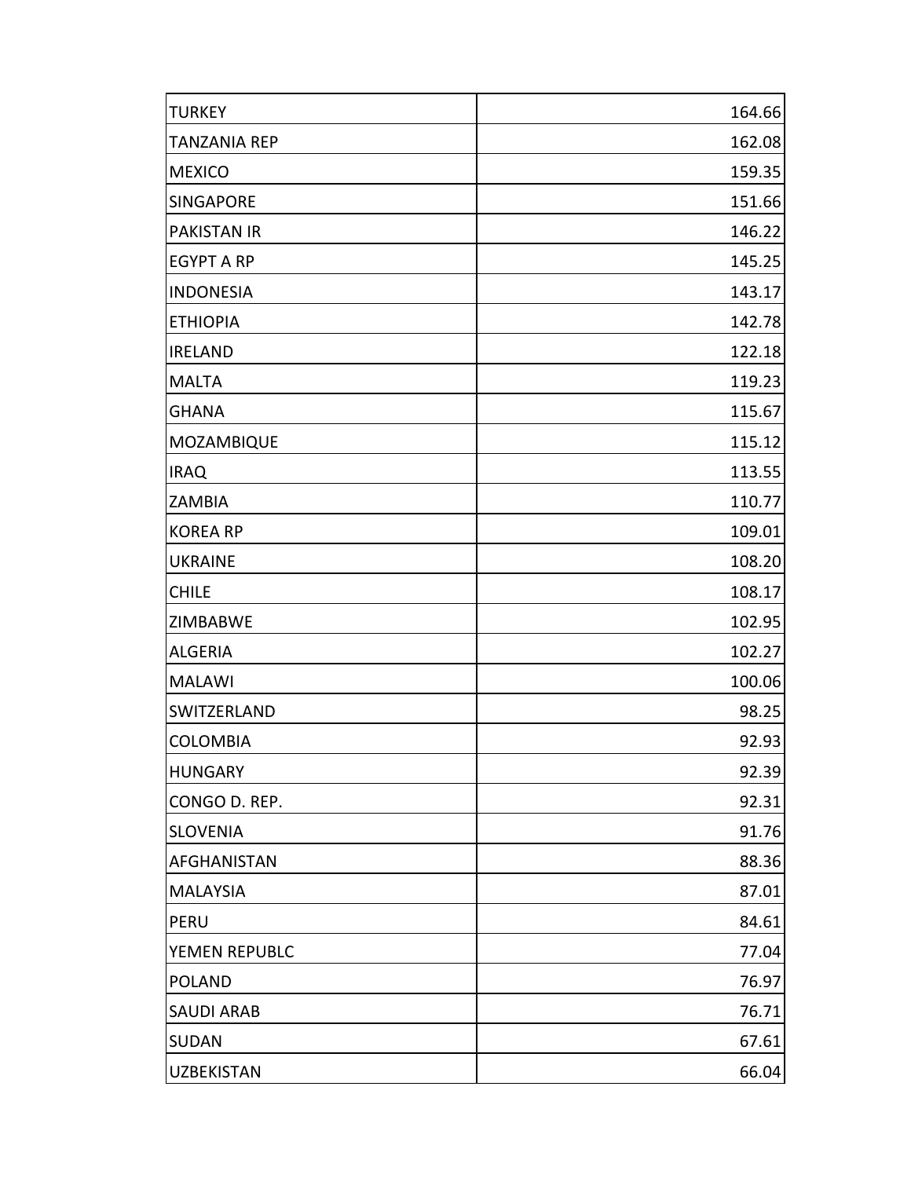| | |
|---|---|
| TURKEY | 164.66 |
| TANZANIA REP | 162.08 |
| MEXICO | 159.35 |
| SINGAPORE | 151.66 |
| PAKISTAN IR | 146.22 |
| EGYPT A RP | 145.25 |
| INDONESIA | 143.17 |
| ETHIOPIA | 142.78 |
| IRELAND | 122.18 |
| MALTA | 119.23 |
| GHANA | 115.67 |
| MOZAMBIQUE | 115.12 |
| IRAQ | 113.55 |
| ZAMBIA | 110.77 |
| KOREA RP | 109.01 |
| UKRAINE | 108.20 |
| CHILE | 108.17 |
| ZIMBABWE | 102.95 |
| ALGERIA | 102.27 |
| MALAWI | 100.06 |
| SWITZERLAND | 98.25 |
| COLOMBIA | 92.93 |
| HUNGARY | 92.39 |
| CONGO D. REP. | 92.31 |
| SLOVENIA | 91.76 |
| AFGHANISTAN | 88.36 |
| MALAYSIA | 87.01 |
| PERU | 84.61 |
| YEMEN REPUBLC | 77.04 |
| POLAND | 76.97 |
| SAUDI ARAB | 76.71 |
| SUDAN | 67.61 |
| UZBEKISTAN | 66.04 |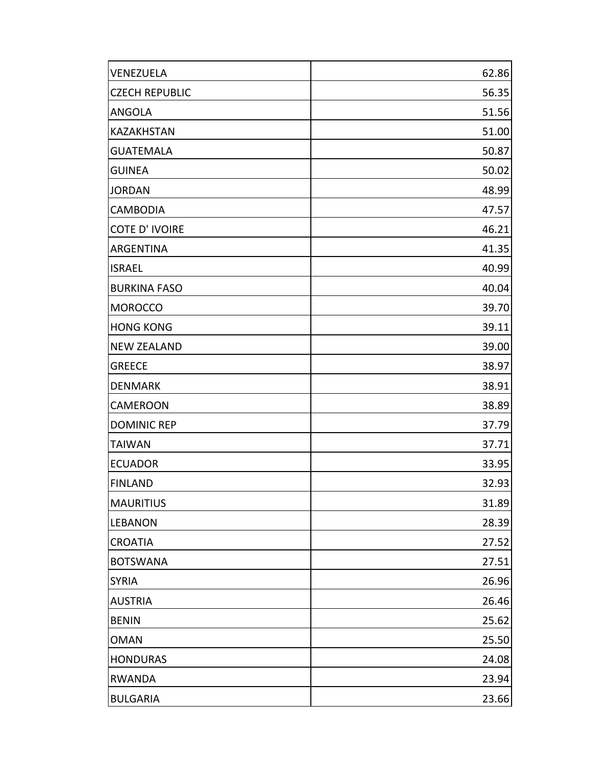| | |
|---|---|
| VENEZUELA | 62.86 |
| CZECH REPUBLIC | 56.35 |
| ANGOLA | 51.56 |
| KAZAKHSTAN | 51.00 |
| GUATEMALA | 50.87 |
| GUINEA | 50.02 |
| JORDAN | 48.99 |
| CAMBODIA | 47.57 |
| COTE D' IVOIRE | 46.21 |
| ARGENTINA | 41.35 |
| ISRAEL | 40.99 |
| BURKINA FASO | 40.04 |
| MOROCCO | 39.70 |
| HONG KONG | 39.11 |
| NEW ZEALAND | 39.00 |
| GREECE | 38.97 |
| DENMARK | 38.91 |
| CAMEROON | 38.89 |
| DOMINIC REP | 37.79 |
| TAIWAN | 37.71 |
| ECUADOR | 33.95 |
| FINLAND | 32.93 |
| MAURITIUS | 31.89 |
| LEBANON | 28.39 |
| CROATIA | 27.52 |
| BOTSWANA | 27.51 |
| SYRIA | 26.96 |
| AUSTRIA | 26.46 |
| BENIN | 25.62 |
| OMAN | 25.50 |
| HONDURAS | 24.08 |
| RWANDA | 23.94 |
| BULGARIA | 23.66 |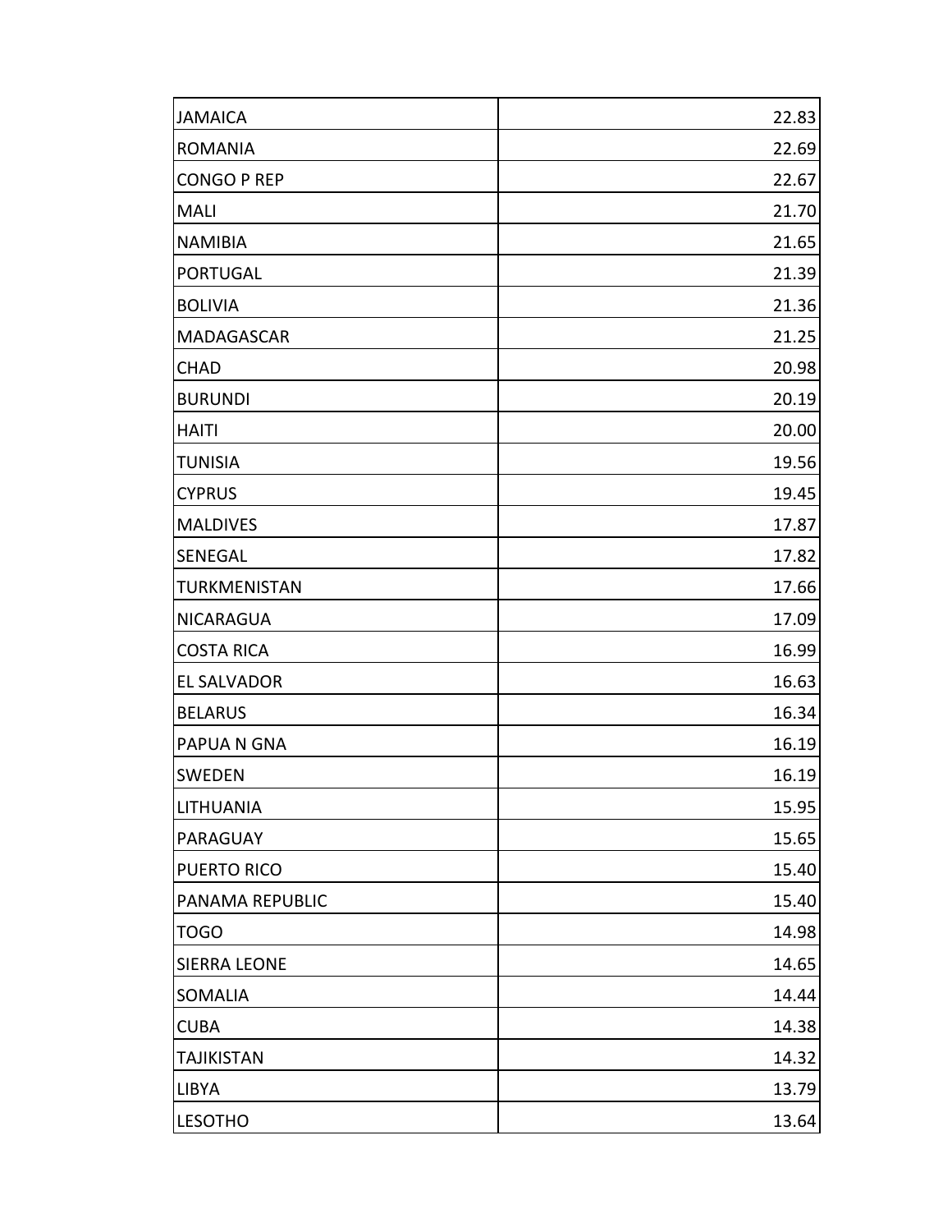| | |
|---|---|
| JAMAICA | 22.83 |
| ROMANIA | 22.69 |
| CONGO P REP | 22.67 |
| MALI | 21.70 |
| NAMIBIA | 21.65 |
| PORTUGAL | 21.39 |
| BOLIVIA | 21.36 |
| MADAGASCAR | 21.25 |
| CHAD | 20.98 |
| BURUNDI | 20.19 |
| HAITI | 20.00 |
| TUNISIA | 19.56 |
| CYPRUS | 19.45 |
| MALDIVES | 17.87 |
| SENEGAL | 17.82 |
| TURKMENISTAN | 17.66 |
| NICARAGUA | 17.09 |
| COSTA RICA | 16.99 |
| EL SALVADOR | 16.63 |
| BELARUS | 16.34 |
| PAPUA N GNA | 16.19 |
| SWEDEN | 16.19 |
| LITHUANIA | 15.95 |
| PARAGUAY | 15.65 |
| PUERTO RICO | 15.40 |
| PANAMA REPUBLIC | 15.40 |
| TOGO | 14.98 |
| SIERRA LEONE | 14.65 |
| SOMALIA | 14.44 |
| CUBA | 14.38 |
| TAJIKISTAN | 14.32 |
| LIBYA | 13.79 |
| LESOTHO | 13.64 |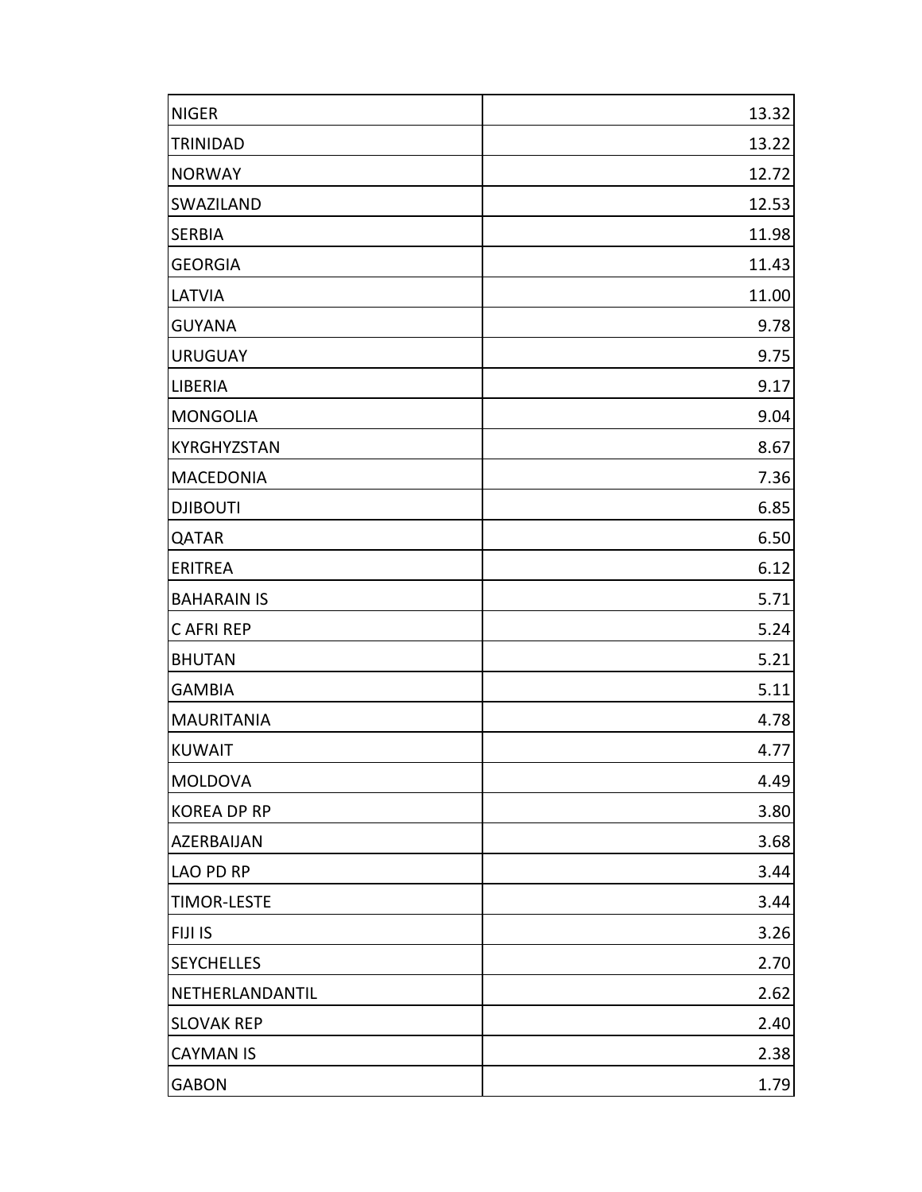| | |
|---|---|
| NIGER | 13.32 |
| TRINIDAD | 13.22 |
| NORWAY | 12.72 |
| SWAZILAND | 12.53 |
| SERBIA | 11.98 |
| GEORGIA | 11.43 |
| LATVIA | 11.00 |
| GUYANA | 9.78 |
| URUGUAY | 9.75 |
| LIBERIA | 9.17 |
| MONGOLIA | 9.04 |
| KYRGHYZSTAN | 8.67 |
| MACEDONIA | 7.36 |
| DJIBOUTI | 6.85 |
| QATAR | 6.50 |
| ERITREA | 6.12 |
| BAHARAIN IS | 5.71 |
| C AFRI REP | 5.24 |
| BHUTAN | 5.21 |
| GAMBIA | 5.11 |
| MAURITANIA | 4.78 |
| KUWAIT | 4.77 |
| MOLDOVA | 4.49 |
| KOREA DP RP | 3.80 |
| AZERBAIJAN | 3.68 |
| LAO PD RP | 3.44 |
| TIMOR-LESTE | 3.44 |
| FIJI IS | 3.26 |
| SEYCHELLES | 2.70 |
| NETHERLANDANTIL | 2.62 |
| SLOVAK REP | 2.40 |
| CAYMAN IS | 2.38 |
| GABON | 1.79 |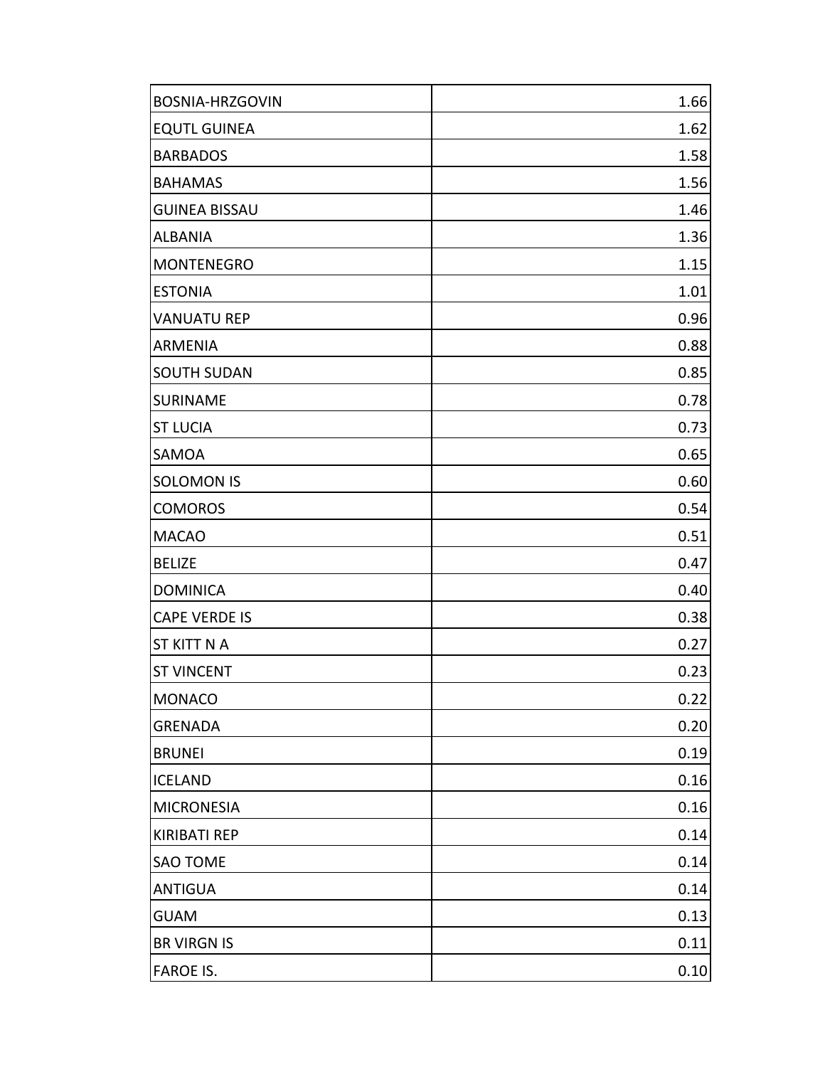| | |
|---|---|
| BOSNIA-HRZGOVIN | 1.66 |
| EQUTL GUINEA | 1.62 |
| BARBADOS | 1.58 |
| BAHAMAS | 1.56 |
| GUINEA BISSAU | 1.46 |
| ALBANIA | 1.36 |
| MONTENEGRO | 1.15 |
| ESTONIA | 1.01 |
| VANUATU REP | 0.96 |
| ARMENIA | 0.88 |
| SOUTH SUDAN | 0.85 |
| SURINAME | 0.78 |
| ST LUCIA | 0.73 |
| SAMOA | 0.65 |
| SOLOMON IS | 0.60 |
| COMOROS | 0.54 |
| MACAO | 0.51 |
| BELIZE | 0.47 |
| DOMINICA | 0.40 |
| CAPE VERDE IS | 0.38 |
| ST KITT N A | 0.27 |
| ST VINCENT | 0.23 |
| MONACO | 0.22 |
| GRENADA | 0.20 |
| BRUNEI | 0.19 |
| ICELAND | 0.16 |
| MICRONESIA | 0.16 |
| KIRIBATI REP | 0.14 |
| SAO TOME | 0.14 |
| ANTIGUA | 0.14 |
| GUAM | 0.13 |
| BR VIRGN IS | 0.11 |
| FAROE IS. | 0.10 |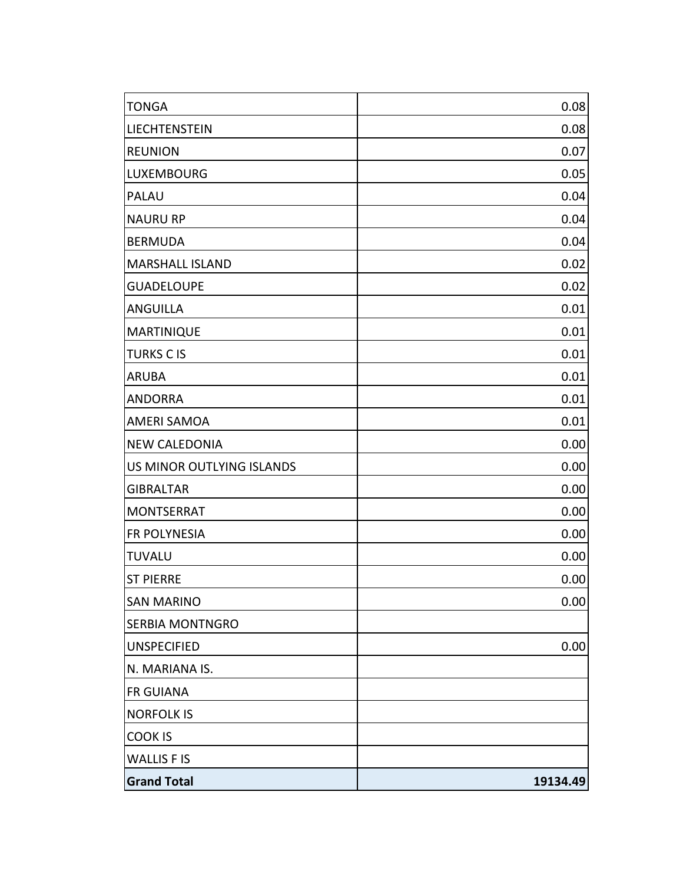| | |
|---|---|
| TONGA | 0.08 |
| LIECHTENSTEIN | 0.08 |
| REUNION | 0.07 |
| LUXEMBOURG | 0.05 |
| PALAU | 0.04 |
| NAURU RP | 0.04 |
| BERMUDA | 0.04 |
| MARSHALL ISLAND | 0.02 |
| GUADELOUPE | 0.02 |
| ANGUILLA | 0.01 |
| MARTINIQUE | 0.01 |
| TURKS C IS | 0.01 |
| ARUBA | 0.01 |
| ANDORRA | 0.01 |
| AMERI SAMOA | 0.01 |
| NEW CALEDONIA | 0.00 |
| US MINOR OUTLYING ISLANDS | 0.00 |
| GIBRALTAR | 0.00 |
| MONTSERRAT | 0.00 |
| FR POLYNESIA | 0.00 |
| TUVALU | 0.00 |
| ST PIERRE | 0.00 |
| SAN MARINO | 0.00 |
| SERBIA MONTNGRO | |
| UNSPECIFIED | 0.00 |
| N. MARIANA IS. | |
| FR GUIANA | |
| NORFOLK IS | |
| COOK IS | |
| WALLIS F IS | |
| **Grand Total** | **19134.49** |